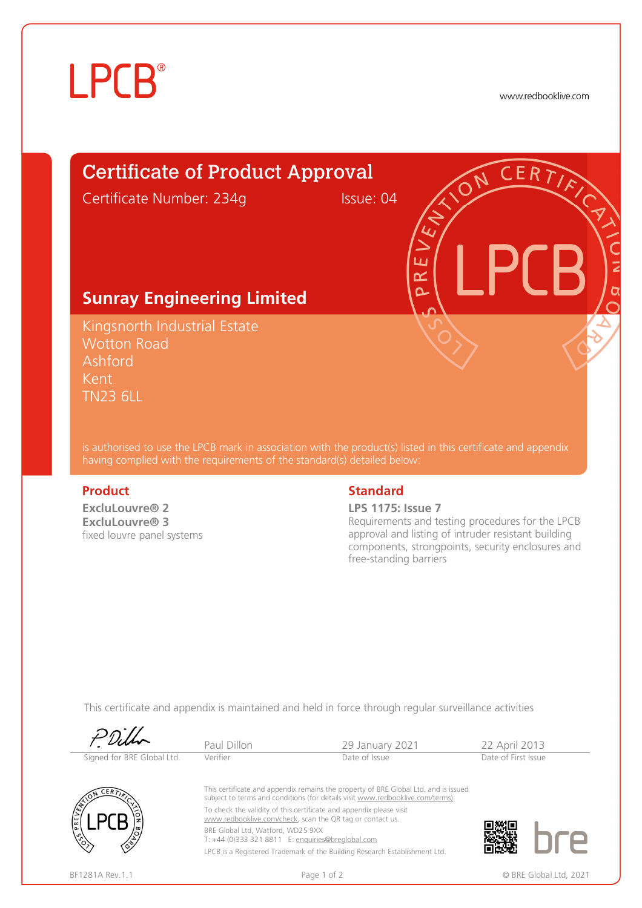# LPCB®

www.redbooklive.com

## Certificate of Product Approval

Certificate Number: 234g    Issue: 04

### Sunray Engineering Limited

Kingsnorth Industrial Estate
Wotton Road
Ashford
Kent
TN23 6LL

is authorised to use the LPCB mark in association with the product(s) listed in this certificate and appendix having complied with the requirements of the standard(s) detailed below:

### Product

**ExcluLouvre® 2**
**ExcluLouvre® 3**
fixed louvre panel systems

### Standard

**LPS 1175: Issue 7**
Requirements and testing procedures for the LPCB approval and listing of intruder resistant building components, strongpoints, security enclosures and free-standing barriers

This certificate and appendix is maintained and held in force through regular surveillance activities

| Signed for BRE Global Ltd. | Paul Dillon | 29 January 2021 | 22 April 2013 |
|---|---|---|---|
| | Verifier | Date of Issue | Date of First Issue |

This certificate and appendix remains the property of BRE Global Ltd. and is issued subject to terms and conditions (for details visit www.redbooklive.com/terms).

To check the validity of this certificate and appendix please visit www.redbooklive.com/check, scan the QR tag or contact us.

BRE Global Ltd, Watford, WD25 9XX
T: +44 (0)333 321 8811 E: enquiries@breglobal.com

LPCB is a Registered Trademark of the Building Research Establishment Ltd.

BF1281A Rev.1.1

© BRE Global Ltd, 2021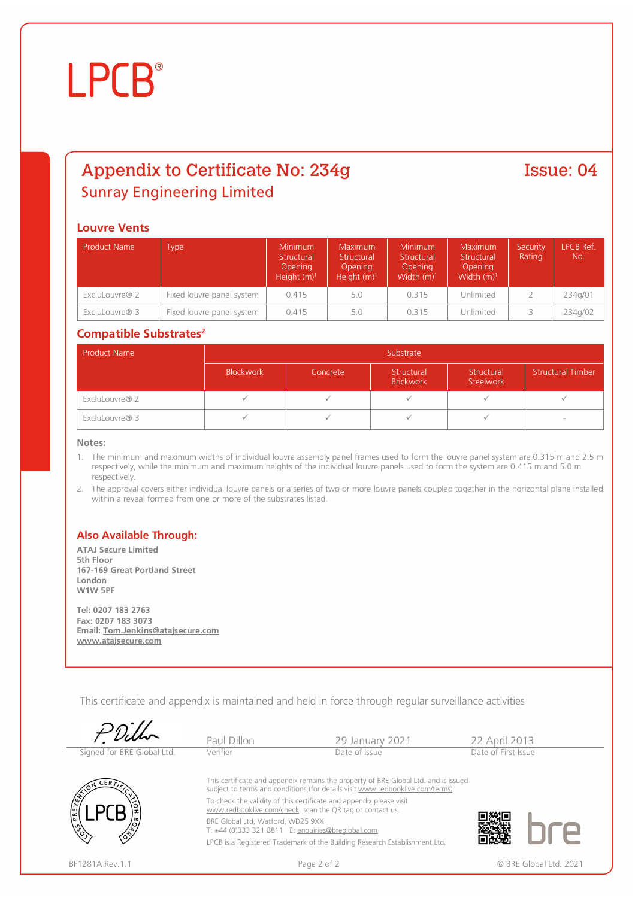LPCB®

# Appendix to Certificate No: 234g

**Issue: 04**

## Sunray Engineering Limited

### Louvre Vents

| Product Name | Type | Minimum Structural Opening Height (m)[1] | Maximum Structural Opening Height (m)[1] | Minimum Structural Opening Width (m)[1] | Maximum Structural Opening Width (m)[1] | Security Rating | LPCB Ref. No. |
|---|---|---|---|---|---|---|---|
| ExcluLouvre® 2 | Fixed louvre panel system | 0.415 | 5.0 | 0.315 | Unlimited | 2 | 234g/01 |
| ExcluLouvre® 3 | Fixed louvre panel system | 0.415 | 5.0 | 0.315 | Unlimited | 3 | 234g/02 |

### Compatible Substrates[2]

| Product Name | Substrate | | | | |
|---|---|---|---|---|---|
| | Blockwork | Concrete | Structural Brickwork | Structural Steelwork | Structural Timber |
| ExcluLouvre® 2 | ✓ | ✓ | ✓ | ✓ | ✓ |
| ExcluLouvre® 3 | ✓ | ✓ | ✓ | ✓ | - |

**Notes:**

1. The minimum and maximum widths of individual louvre assembly panel frames used to form the louvre panel system are 0.315 m and 2.5 m respectively, while the minimum and maximum heights of the individual louvre panels used to form the system are 0.415 m and 5.0 m respectively.
2. The approval covers either individual louvre panels or a series of two or more louvre panels coupled together in the horizontal plane installed within a reveal formed from one or more of the substrates listed.

### Also Available Through:

**ATAJ Secure Limited**
**5th Floor**
**167-169 Great Portland Street**
**London**
**W1W 5PF**

**Tel: 0207 183 2763**
**Fax: 0207 183 3073**
**Email: Tom.Jenkins@atajsecure.com**
**www.atajsecure.com**

This certificate and appendix is maintained and held in force through regular surveillance activities

| Signed for BRE Global Ltd. | Paul Dillon<br>Verifier | 29 January 2021<br>Date of Issue | 22 April 2013<br>Date of First Issue |
|---|---|---|---|

This certificate and appendix remains the property of BRE Global Ltd. and is issued subject to terms and conditions (for details visit www.redbooklive.com/terms).

To check the validity of this certificate and appendix please visit www.redbooklive.com/check, scan the QR tag or contact us.

BRE Global Ltd, Watford, WD25 9XX
T: +44 (0)333 321 8811 E: enquiries@breglobal.com

LPCB is a Registered Trademark of the Building Research Establishment Ltd.

BF1281A Rev.1.1

© BRE Global Ltd. 2021